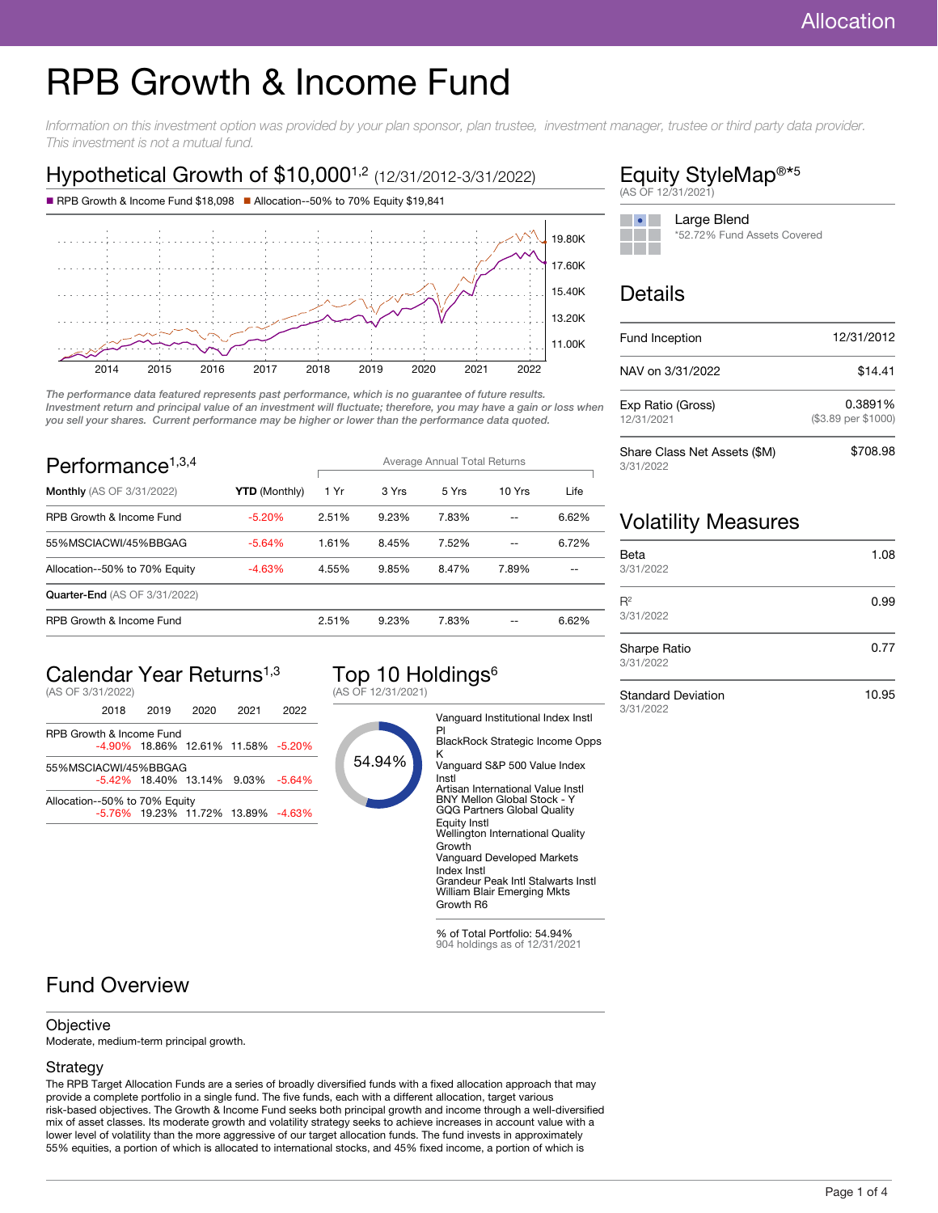Allocation

# RPB Growth & Income Fund

*Information on this investment option was provided by your plan sponsor, plan trustee, investment manager, trustee or third party data provider. This investment is not a mutual fund.*

## Hypothetical Growth of $10,000[1,2] (12/31/2012-3/31/2022)

■ RPB Growth & Income Fund $18,098 ■ Allocation--50% to 70% Equity $19,841

*The performance data featured represents past performance, which is no guarantee of future results. Investment return and principal value of an investment will fluctuate; therefore, you may have a gain or loss when you sell your shares. Current performance may be higher or lower than the performance data quoted.*

## Performance[1,3,4]

| **Monthly** (AS OF 3/31/2022) | **YTD** (Monthly) | Average Annual Total Returns 1 Yr | 3 Yrs | 5 Yrs | 10 Yrs | Life |
|---|---|---|---|---|---|---|
| RPB Growth & Income Fund | -5.20% | 2.51% | 9.23% | 7.83% | -- | 6.62% |
| 55%MSCIACWI/45%BBGAG | -5.64% | 1.61% | 8.45% | 7.52% | -- | 6.72% |
| Allocation--50% to 70% Equity | -4.63% | 4.55% | 9.85% | 8.47% | 7.89% | -- |
| **Quarter-End** (AS OF 3/31/2022) | | | | | | |
| RPB Growth & Income Fund | | 2.51% | 9.23% | 7.83% | -- | 6.62% |

## Calendar Year Returns[1,3]

(AS OF 3/31/2022)

| | 2018 | 2019 | 2020 | 2021 | 2022 |
|---|---|---|---|---|---|
| RPB Growth & Income Fund | -4.90% | 18.86% | 12.61% | 11.58% | -5.20% |
| 55%MSCIACWI/45%BBGAG | -5.42% | 18.40% | 13.14% | 9.03% | -5.64% |
| Allocation--50% to 70% Equity | -5.76% | 19.23% | 11.72% | 13.89% | -4.63% |

## Top 10 Holdings[6]

(AS OF 12/31/2021)

54.94%

- Vanguard Institutional Index Instl Pl
- BlackRock Strategic Income Opps K
- Vanguard S&P 500 Value Index Instl
- Artisan International Value Instl
- BNY Mellon Global Stock - Y
- GQG Partners Global Quality Equity Instl
- Wellington International Quality Growth
- Vanguard Developed Markets Index Instl
- Grandeur Peak Intl Stalwarts Instl
- William Blair Emerging Mkts Growth R6

% of Total Portfolio: 54.94%
904 holdings as of 12/31/2021

## Equity StyleMap®*[5]

(AS OF 12/31/2021)

Large Blend
*52.72% Fund Assets Covered

## Details

| | |
|---|---|
| Fund Inception | 12/31/2012 |
| NAV on 3/31/2022 | $14.41 |
| Exp Ratio (Gross) 12/31/2021 | 0.3891% ($3.89 per $1000) |
| Share Class Net Assets ($M) 3/31/2022 | $708.98 |

## Volatility Measures

| | |
|---|---|
| Beta 3/31/2022 | 1.08 |
| $R^2$ 3/31/2022 | 0.99 |
| Sharpe Ratio 3/31/2022 | 0.77 |
| Standard Deviation 3/31/2022 | 10.95 |

## Fund Overview

### Objective

Moderate, medium-term principal growth.

### Strategy

The RPB Target Allocation Funds are a series of broadly diversified funds with a fixed allocation approach that may provide a complete portfolio in a single fund. The five funds, each with a different allocation, target various risk-based objectives. The Growth & Income Fund seeks both principal growth and income through a well-diversified mix of asset classes. Its moderate growth and volatility strategy seeks to achieve increases in account value with a lower level of volatility than the more aggressive of our target allocation funds. The fund invests in approximately 55% equities, a portion of which is allocated to international stocks, and 45% fixed income, a portion of which is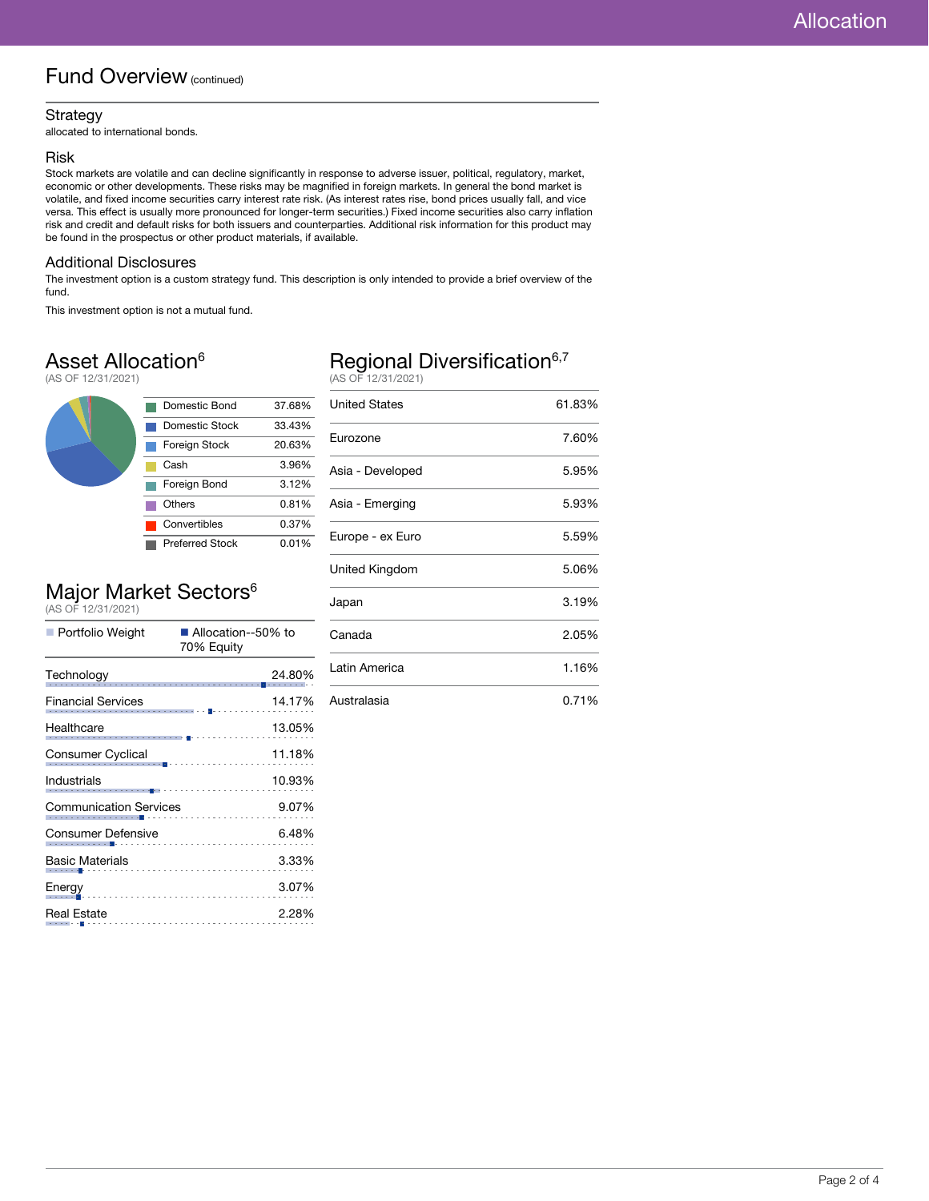# Allocation

## Fund Overview (continued)

### Strategy

allocated to international bonds.

### Risk

Stock markets are volatile and can decline significantly in response to adverse issuer, political, regulatory, market, economic or other developments. These risks may be magnified in foreign markets. In general the bond market is volatile, and fixed income securities carry interest rate risk. (As interest rates rise, bond prices usually fall, and vice versa. This effect is usually more pronounced for longer-term securities.) Fixed income securities also carry inflation risk and credit and default risks for both issuers and counterparties. Additional risk information for this product may be found in the prospectus or other product materials, if available.

### Additional Disclosures

The investment option is a custom strategy fund. This description is only intended to provide a brief overview of the fund.

This investment option is not a mutual fund.

## Asset Allocation[6]

(AS OF 12/31/2021)

| Asset Class | Allocation |
| --- | --- |
| Domestic Bond | 37.68% |
| Domestic Stock | 33.43% |
| Foreign Stock | 20.63% |
| Cash | 3.96% |
| Foreign Bond | 3.12% |
| Others | 0.81% |
| Convertibles | 0.37% |
| Preferred Stock | 0.01% |

## Major Market Sectors[6]

(AS OF 12/31/2021)

Portfolio Weight | Allocation--50% to 70% Equity

| Sector | Portfolio Weight |
| --- | --- |
| Technology | 24.80% |
| Financial Services | 14.17% |
| Healthcare | 13.05% |
| Consumer Cyclical | 11.18% |
| Industrials | 10.93% |
| Communication Services | 9.07% |
| Consumer Defensive | 6.48% |
| Basic Materials | 3.33% |
| Energy | 3.07% |
| Real Estate | 2.28% |

## Regional Diversification[6,7]

(AS OF 12/31/2021)

| Region | Allocation |
| --- | --- |
| United States | 61.83% |
| Eurozone | 7.60% |
| Asia - Developed | 5.95% |
| Asia - Emerging | 5.93% |
| Europe - ex Euro | 5.59% |
| United Kingdom | 5.06% |
| Japan | 3.19% |
| Canada | 2.05% |
| Latin America | 1.16% |
| Australasia | 0.71% |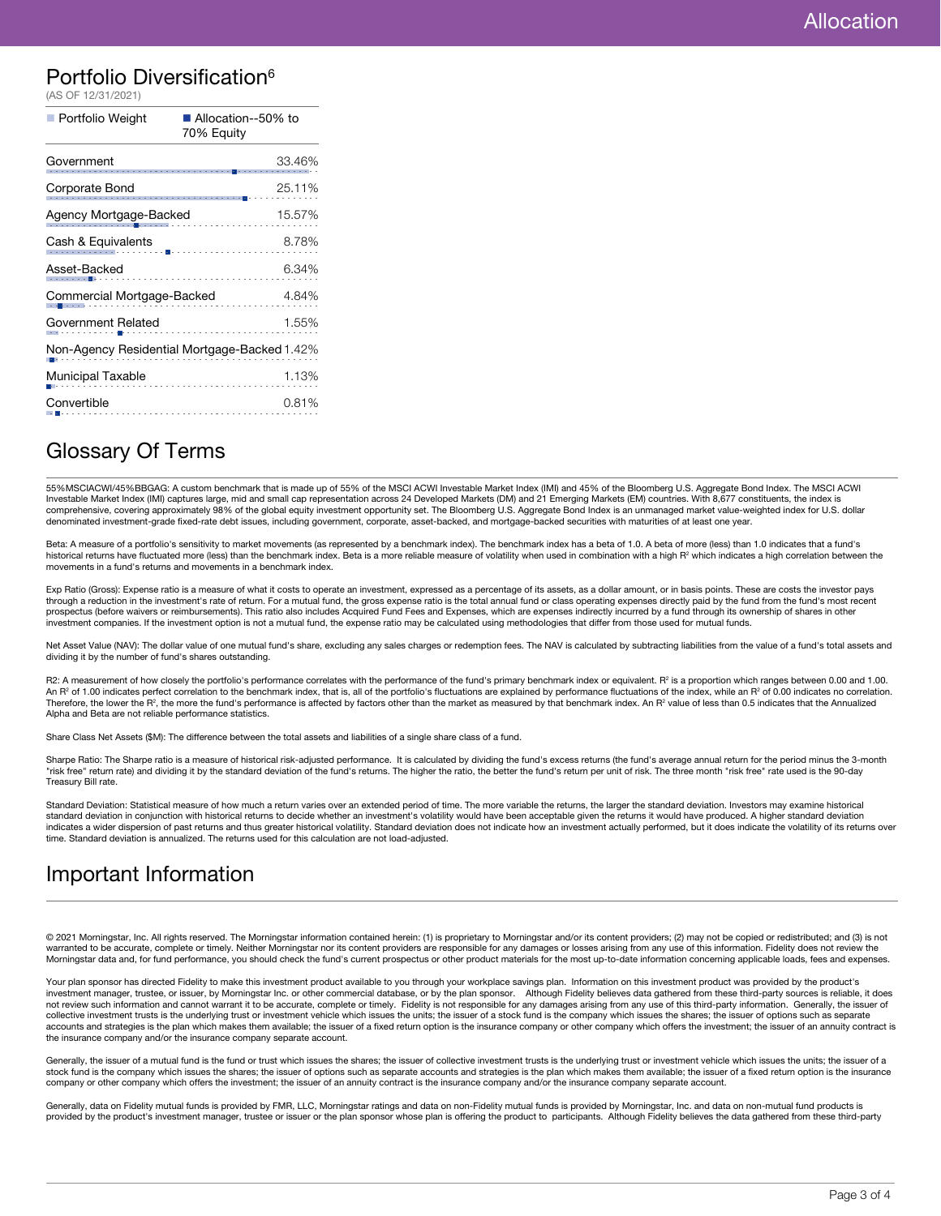## Portfolio Diversification[6]

(AS OF 12/31/2021)

Portfolio Weight | Allocation--50% to 70% Equity

| Sector | Portfolio Weight |
| --- | --- |
| Government | 33.46% |
| Corporate Bond | 25.11% |
| Agency Mortgage-Backed | 15.57% |
| Cash & Equivalents | 8.78% |
| Asset-Backed | 6.34% |
| Commercial Mortgage-Backed | 4.84% |
| Government Related | 1.55% |
| Non-Agency Residential Mortgage-Backed | 1.42% |
| Municipal Taxable | 1.13% |
| Convertible | 0.81% |

## Glossary Of Terms

55%MSCIACWI/45%BBGAG: A custom benchmark that is made up of 55% of the MSCI ACWI Investable Market Index (IMI) and 45% of the Bloomberg U.S. Aggregate Bond Index. The MSCI ACWI Investable Market Index (IMI) captures large, mid and small cap representation across 24 Developed Markets (DM) and 21 Emerging Markets (EM) countries. With 8,677 constituents, the index is comprehensive, covering approximately 98% of the global equity investment opportunity set. The Bloomberg U.S. Aggregate Bond Index is an unmanaged market value-weighted index for U.S. dollar denominated investment-grade fixed-rate debt issues, including government, corporate, asset-backed, and mortgage-backed securities with maturities of at least one year.

Beta: A measure of a portfolio's sensitivity to market movements (as represented by a benchmark index). The benchmark index has a beta of 1.0. A beta of more (less) than 1.0 indicates that a fund's historical returns have fluctuated more (less) than the benchmark index. Beta is a more reliable measure of volatility when used in combination with a high $R^2$ which indicates a high correlation between the movements in a fund's returns and movements in a benchmark index.

Exp Ratio (Gross): Expense ratio is a measure of what it costs to operate an investment, expressed as a percentage of its assets, as a dollar amount, or in basis points. These are costs the investor pays through a reduction in the investment's rate of return. For a mutual fund, the gross expense ratio is the total annual fund or class operating expenses directly paid by the fund from the fund's most recent prospectus (before waivers or reimbursements). This ratio also includes Acquired Fund Fees and Expenses, which are expenses indirectly incurred by a fund through its ownership of shares in other investment companies. If the investment option is not a mutual fund, the expense ratio may be calculated using methodologies that differ from those used for mutual funds.

Net Asset Value (NAV): The dollar value of one mutual fund's share, excluding any sales charges or redemption fees. The NAV is calculated by subtracting liabilities from the value of a fund's total assets and dividing it by the number of fund's shares outstanding.

R2: A measurement of how closely the portfolio's performance correlates with the performance of the fund's primary benchmark index or equivalent. $R^2$ is a proportion which ranges between 0.00 and 1.00. An $R^2$ of 1.00 indicates perfect correlation to the benchmark index, that is, all of the portfolio's fluctuations are explained by performance fluctuations of the index, while an $R^2$ of 0.00 indicates no correlation. Therefore, the lower the $R^2$, the more the fund's performance is affected by factors other than the market as measured by that benchmark index. An $R^2$ value of less than 0.5 indicates that the Annualized Alpha and Beta are not reliable performance statistics.

Share Class Net Assets ($M): The difference between the total assets and liabilities of a single share class of a fund.

Sharpe Ratio: The Sharpe ratio is a measure of historical risk-adjusted performance. It is calculated by dividing the fund's excess returns (the fund's average annual return for the period minus the 3-month "risk free" return rate) and dividing it by the standard deviation of the fund's returns. The higher the ratio, the better the fund's return per unit of risk. The three month "risk free" rate used is the 90-day Treasury Bill rate.

Standard Deviation: Statistical measure of how much a return varies over an extended period of time. The more variable the returns, the larger the standard deviation. Investors may examine historical standard deviation in conjunction with historical returns to decide whether an investment's volatility would have been acceptable given the returns it would have produced. A higher standard deviation indicates a wider dispersion of past returns and thus greater historical volatility. Standard deviation does not indicate how an investment actually performed, but it does indicate the volatility of its returns over time. Standard deviation is annualized. The returns used for this calculation are not load-adjusted.

## Important Information

© 2021 Morningstar, Inc. All rights reserved. The Morningstar information contained herein: (1) is proprietary to Morningstar and/or its content providers; (2) may not be copied or redistributed; and (3) is not warranted to be accurate, complete or timely. Neither Morningstar nor its content providers are responsible for any damages or losses arising from any use of this information. Fidelity does not review the Morningstar data and, for fund performance, you should check the fund's current prospectus or other product materials for the most up-to-date information concerning applicable loads, fees and expenses.

Your plan sponsor has directed Fidelity to make this investment product available to you through your workplace savings plan. Information on this investment product was provided by the product's investment manager, trustee, or issuer, by Morningstar Inc. or other commercial database, or by the plan sponsor. Although Fidelity believes data gathered from these third-party sources is reliable, it does not review such information and cannot warrant it to be accurate, complete or timely. Fidelity is not responsible for any damages arising from any use of this third-party information. Generally, the issuer of collective investment trusts is the underlying trust or investment vehicle which issues the units; the issuer of a stock fund is the company which issues the shares; the issuer of options such as separate accounts and strategies is the plan which makes them available; the issuer of a fixed return option is the insurance company or other company which offers the investment; the issuer of an annuity contract is the insurance company and/or the insurance company separate account.

Generally, the issuer of a mutual fund is the fund or trust which issues the shares; the issuer of collective investment trusts is the underlying trust or investment vehicle which issues the units; the issuer of a stock fund is the company which issues the shares; the issuer of options such as separate accounts and strategies is the plan which makes them available; the issuer of a fixed return option is the insurance company or other company which offers the investment; the issuer of an annuity contract is the insurance company and/or the insurance company separate account.

Generally, data on Fidelity mutual funds is provided by FMR, LLC, Morningstar ratings and data on non-Fidelity mutual funds is provided by Morningstar, Inc. and data on non-mutual fund products is provided by the product's investment manager, trustee or issuer or the plan sponsor whose plan is offering the product to participants. Although Fidelity believes the data gathered from these third-party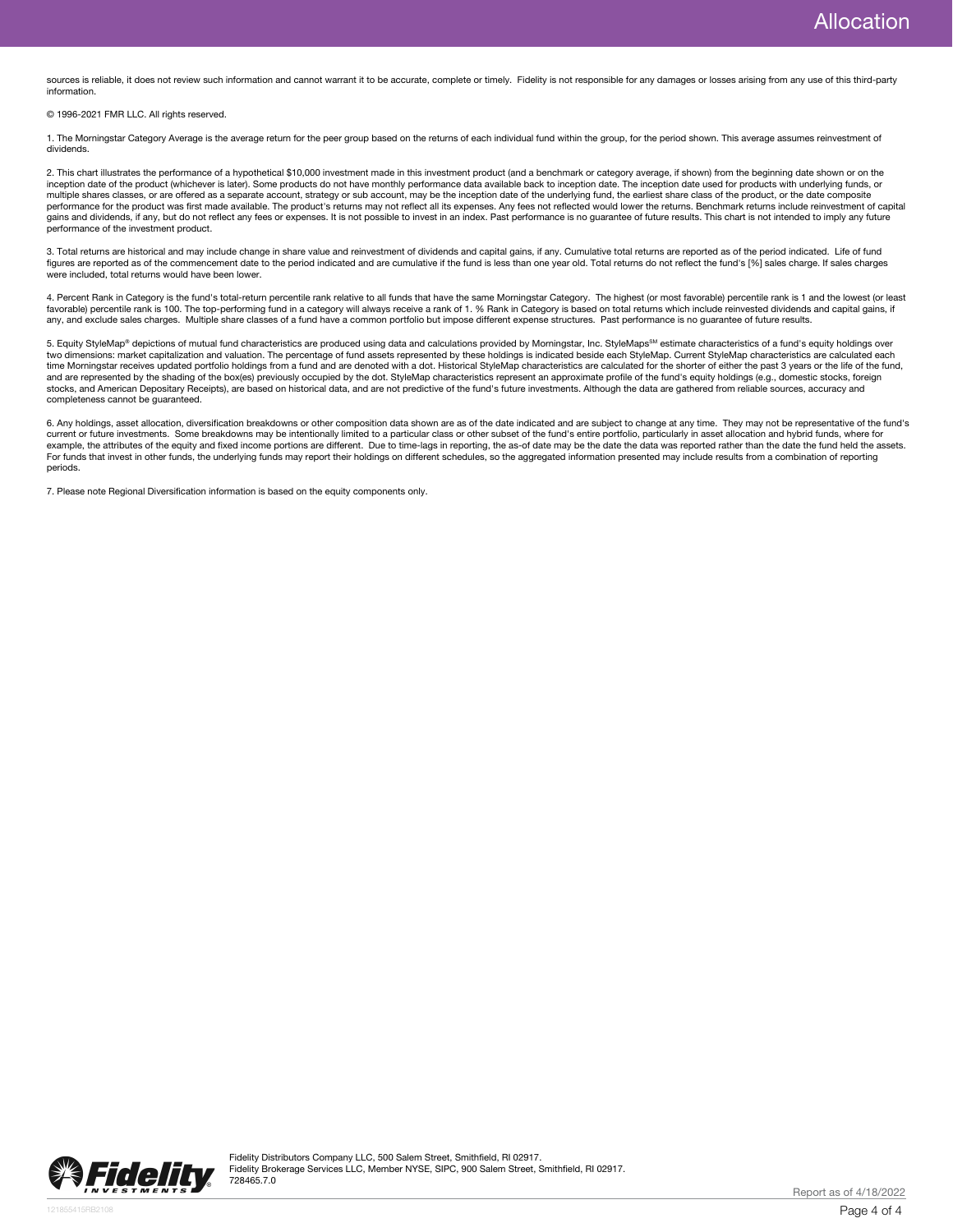sources is reliable, it does not review such information and cannot warrant it to be accurate, complete or timely. Fidelity is not responsible for any damages or losses arising from any use of this third-party information.

© 1996-2021 FMR LLC. All rights reserved.

1. The Morningstar Category Average is the average return for the peer group based on the returns of each individual fund within the group, for the period shown. This average assumes reinvestment of dividends.

2. This chart illustrates the performance of a hypothetical $10,000 investment made in this investment product (and a benchmark or category average, if shown) from the beginning date shown or on the inception date of the product (whichever is later). Some products do not have monthly performance data available back to inception date. The inception date used for products with underlying funds, or multiple shares classes, or are offered as a separate account, strategy or sub account, may be the inception date of the underlying fund, the earliest share class of the product, or the date composite performance for the product was first made available. The product's returns may not reflect all its expenses. Any fees not reflected would lower the returns. Benchmark returns include reinvestment of capital gains and dividends, if any, but do not reflect any fees or expenses. It is not possible to invest in an index. Past performance is no guarantee of future results. This chart is not intended to imply any future performance of the investment product.

3. Total returns are historical and may include change in share value and reinvestment of dividends and capital gains, if any. Cumulative total returns are reported as of the period indicated. Life of fund figures are reported as of the commencement date to the period indicated and are cumulative if the fund is less than one year old. Total returns do not reflect the fund's [%] sales charge. If sales charges were included, total returns would have been lower.

4. Percent Rank in Category is the fund's total-return percentile rank relative to all funds that have the same Morningstar Category. The highest (or most favorable) percentile rank is 1 and the lowest (or least favorable) percentile rank is 100. The top-performing fund in a category will always receive a rank of 1. % Rank in Category is based on total returns which include reinvested dividends and capital gains, if any, and exclude sales charges. Multiple share classes of a fund have a common portfolio but impose different expense structures. Past performance is no guarantee of future results.

5. Equity StyleMap® depictions of mutual fund characteristics are produced using data and calculations provided by Morningstar, Inc. StyleMaps℠ estimate characteristics of a fund's equity holdings over two dimensions: market capitalization and valuation. The percentage of fund assets represented by these holdings is indicated beside each StyleMap. Current StyleMap characteristics are calculated each time Morningstar receives updated portfolio holdings from a fund and are denoted with a dot. Historical StyleMap characteristics are calculated for the shorter of either the past 3 years or the life of the fund, and are represented by the shading of the box(es) previously occupied by the dot. StyleMap characteristics represent an approximate profile of the fund's equity holdings (e.g., domestic stocks, foreign stocks, and American Depositary Receipts), are based on historical data, and are not predictive of the fund's future investments. Although the data are gathered from reliable sources, accuracy and completeness cannot be guaranteed.

6. Any holdings, asset allocation, diversification breakdowns or other composition data shown are as of the date indicated and are subject to change at any time. They may not be representative of the fund's current or future investments. Some breakdowns may be intentionally limited to a particular class or other subset of the fund's entire portfolio, particularly in asset allocation and hybrid funds, where for example, the attributes of the equity and fixed income portions are different. Due to time-lags in reporting, the as-of date may be the date the data was reported rather than the date the fund held the assets. For funds that invest in other funds, the underlying funds may report their holdings on different schedules, so the aggregated information presented may include results from a combination of reporting periods.

7. Please note Regional Diversification information is based on the equity components only.

Fidelity Distributors Company LLC, 500 Salem Street, Smithfield, RI 02917.
Fidelity Brokerage Services LLC, Member NYSE, SIPC, 900 Salem Street, Smithfield, RI 02917.
728465.7.0

Report as of 4/18/2022